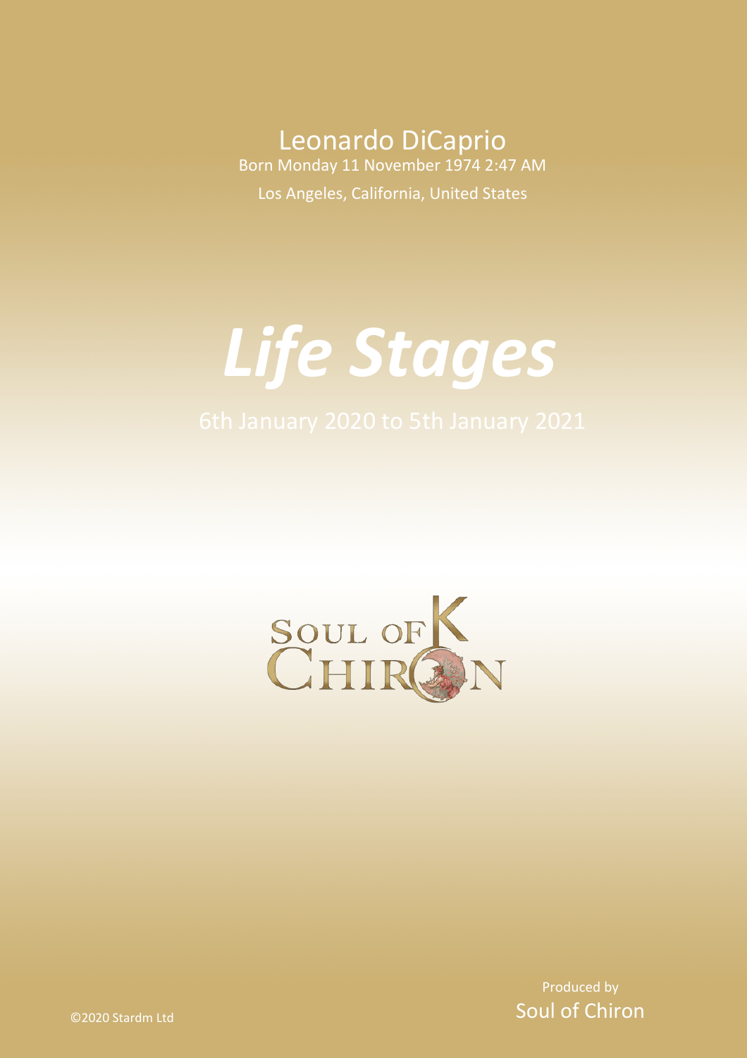Leonardo DiCaprio

Born Monday 11 November 1974 2:47 AM

Los Angeles, California, United States

# *Life Stages*

6th January 2020 to 5th January 2021

Produced by

Soul of Chiron

©2020 Stardm Ltd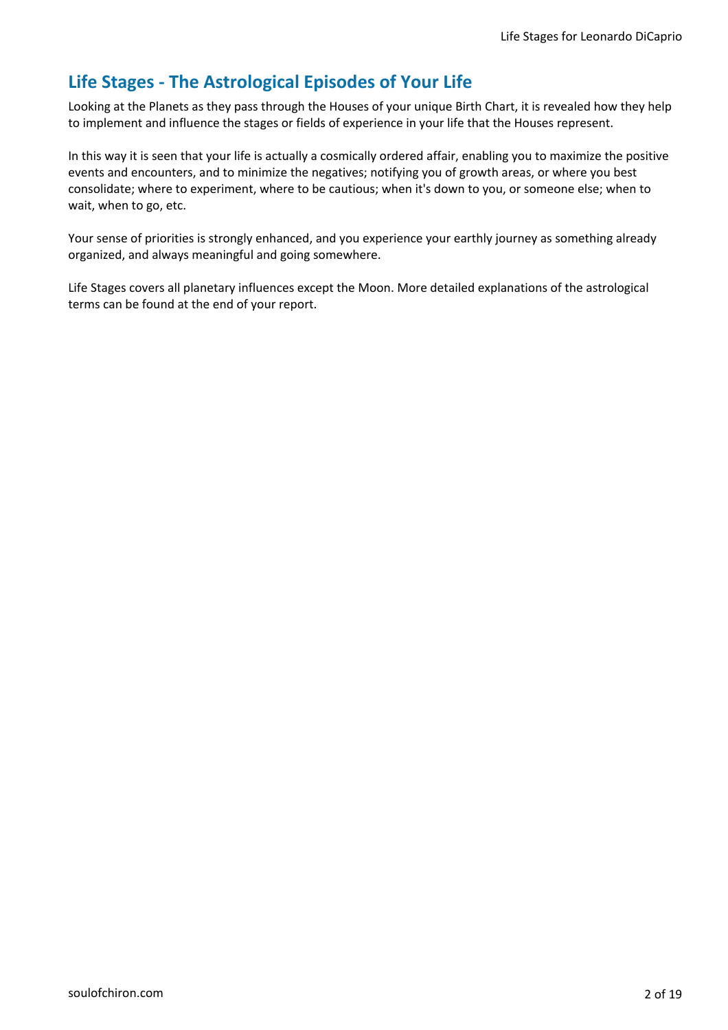## Life Stages - The Astrological Episodes of Your Life

Looking at the Planets as they pass through the Houses of your unique Birth Chart, it is revealed how they help to implement and influence the stages or fields of experience in your life that the Houses represent.

In this way it is seen that your life is actually a cosmically ordered affair, enabling you to maximize the positive events and encounters, and to minimize the negatives; notifying you of growth areas, or where you best consolidate; where to experiment, where to be cautious; when it's down to you, or someone else; when to wait, when to go, etc.

Your sense of priorities is strongly enhanced, and you experience your earthly journey as something already organized, and always meaningful and going somewhere.

Life Stages covers all planetary influences except the Moon. More detailed explanations of the astrological terms can be found at the end of your report.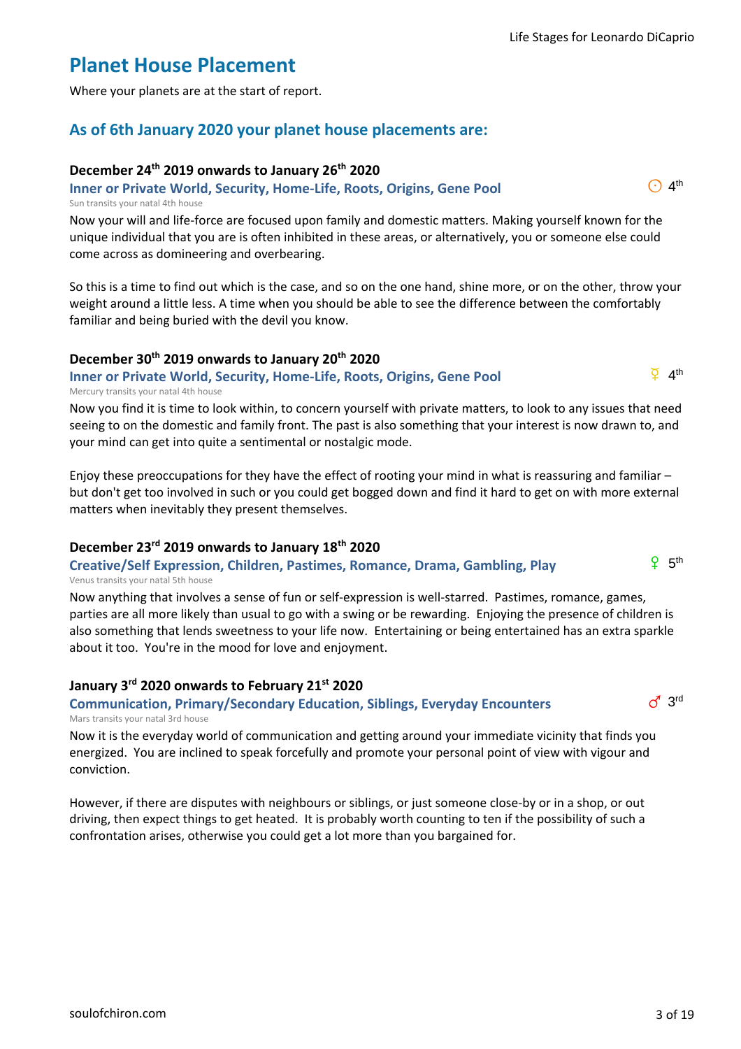## Planet House Placement

Where your planets are at the start of report.

### As of 6th January 2020 your planet house placements are:

**December 24th 2019 onwards to January 26th 2020**

**Inner or Private World, Security, Home-Life, Roots, Origins, Gene Pool** ☉ 4th

Sun transits your natal 4th house

Now your will and life-force are focused upon family and domestic matters. Making yourself known for the unique individual that you are is often inhibited in these areas, or alternatively, you or someone else could come across as domineering and overbearing.

So this is a time to find out which is the case, and so on the one hand, shine more, or on the other, throw your weight around a little less. A time when you should be able to see the difference between the comfortably familiar and being buried with the devil you know.

**December 30th 2019 onwards to January 20th 2020**

**Inner or Private World, Security, Home-Life, Roots, Origins, Gene Pool** ☿ 4th

Mercury transits your natal 4th house

Now you find it is time to look within, to concern yourself with private matters, to look to any issues that need seeing to on the domestic and family front. The past is also something that your interest is now drawn to, and your mind can get into quite a sentimental or nostalgic mode.

Enjoy these preoccupations for they have the effect of rooting your mind in what is reassuring and familiar – but don't get too involved in such or you could get bogged down and find it hard to get on with more external matters when inevitably they present themselves.

**December 23rd 2019 onwards to January 18th 2020**

**Creative/Self Expression, Children, Pastimes, Romance, Drama, Gambling, Play** ♀ 5th

Venus transits your natal 5th house

Now anything that involves a sense of fun or self-expression is well-starred. Pastimes, romance, games, parties are all more likely than usual to go with a swing or be rewarding. Enjoying the presence of children is also something that lends sweetness to your life now. Entertaining or being entertained has an extra sparkle about it too. You're in the mood for love and enjoyment.

**January 3rd 2020 onwards to February 21st 2020**

**Communication, Primary/Secondary Education, Siblings, Everyday Encounters** ♂ 3rd

Mars transits your natal 3rd house

Now it is the everyday world of communication and getting around your immediate vicinity that finds you energized. You are inclined to speak forcefully and promote your personal point of view with vigour and conviction.

However, if there are disputes with neighbours or siblings, or just someone close-by or in a shop, or out driving, then expect things to get heated. It is probably worth counting to ten if the possibility of such a confrontation arises, otherwise you could get a lot more than you bargained for.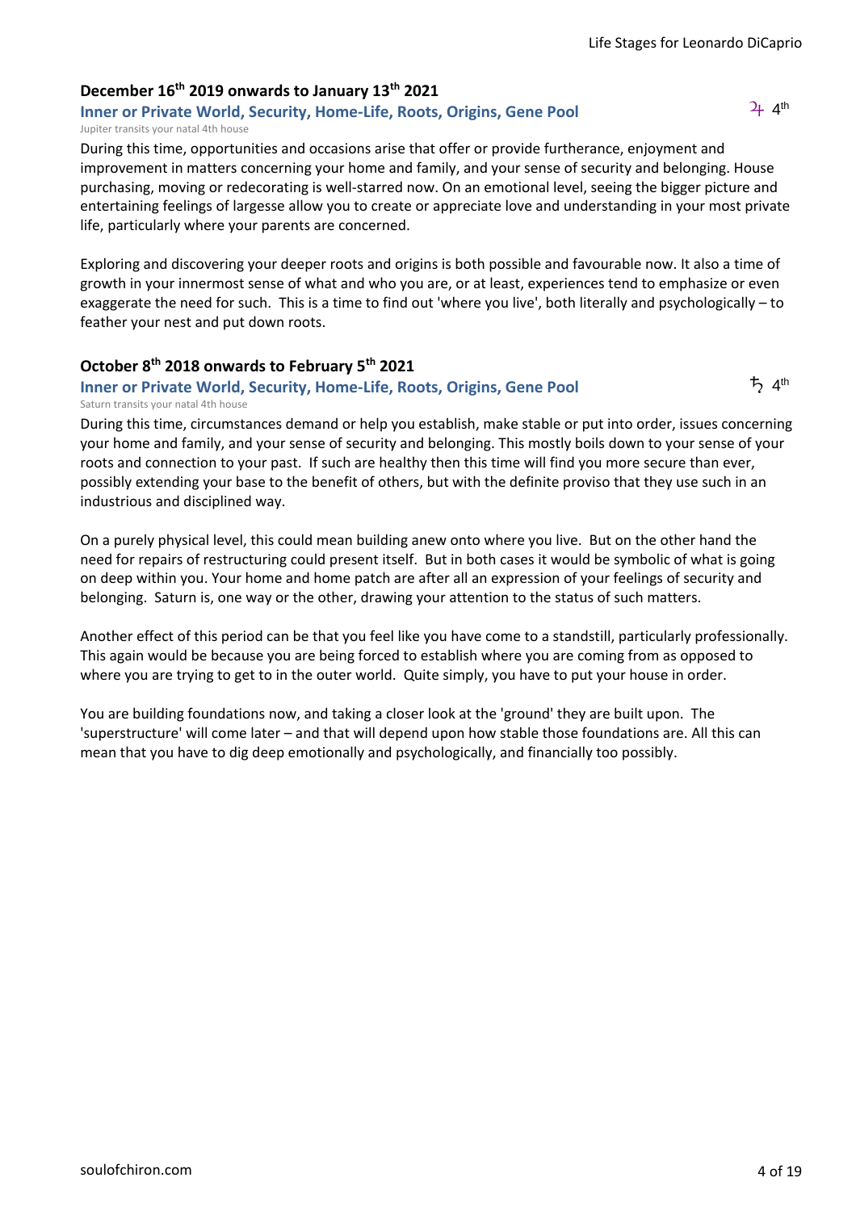### December 16th 2019 onwards to January 13th 2021

**Inner or Private World, Security, Home-Life, Roots, Origins, Gene Pool** ♃ 4th

Jupiter transits your natal 4th house

During this time, opportunities and occasions arise that offer or provide furtherance, enjoyment and improvement in matters concerning your home and family, and your sense of security and belonging. House purchasing, moving or redecorating is well-starred now. On an emotional level, seeing the bigger picture and entertaining feelings of largesse allow you to create or appreciate love and understanding in your most private life, particularly where your parents are concerned.

Exploring and discovering your deeper roots and origins is both possible and favourable now. It also a time of growth in your innermost sense of what and who you are, or at least, experiences tend to emphasize or even exaggerate the need for such. This is a time to find out 'where you live', both literally and psychologically – to feather your nest and put down roots.

### October 8th 2018 onwards to February 5th 2021

**Inner or Private World, Security, Home-Life, Roots, Origins, Gene Pool** ♄ 4th

Saturn transits your natal 4th house

During this time, circumstances demand or help you establish, make stable or put into order, issues concerning your home and family, and your sense of security and belonging. This mostly boils down to your sense of your roots and connection to your past. If such are healthy then this time will find you more secure than ever, possibly extending your base to the benefit of others, but with the definite proviso that they use such in an industrious and disciplined way.

On a purely physical level, this could mean building anew onto where you live. But on the other hand the need for repairs of restructuring could present itself. But in both cases it would be symbolic of what is going on deep within you. Your home and home patch are after all an expression of your feelings of security and belonging. Saturn is, one way or the other, drawing your attention to the status of such matters.

Another effect of this period can be that you feel like you have come to a standstill, particularly professionally. This again would be because you are being forced to establish where you are coming from as opposed to where you are trying to get to in the outer world. Quite simply, you have to put your house in order.

You are building foundations now, and taking a closer look at the 'ground' they are built upon. The 'superstructure' will come later – and that will depend upon how stable those foundations are. All this can mean that you have to dig deep emotionally and psychologically, and financially too possibly.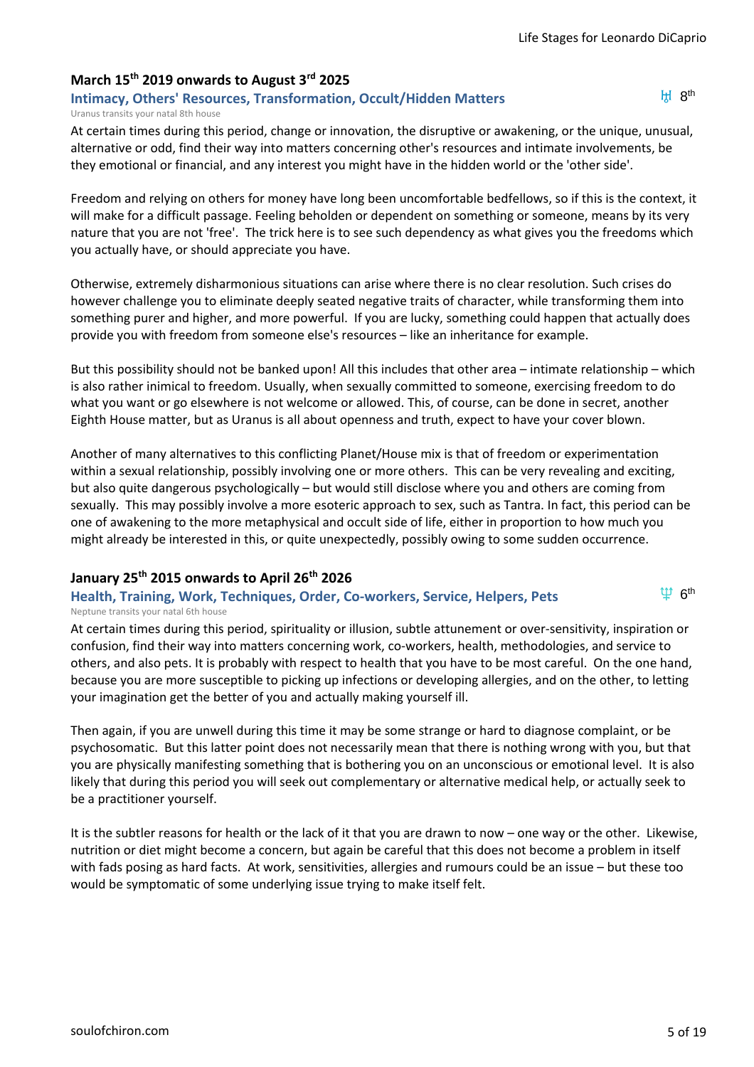### March 15th 2019 onwards to August 3rd 2025

**Intimacy, Others' Resources, Transformation, Occult/Hidden Matters** ♅ 8th

Uranus transits your natal 8th house

At certain times during this period, change or innovation, the disruptive or awakening, or the unique, unusual, alternative or odd, find their way into matters concerning other's resources and intimate involvements, be they emotional or financial, and any interest you might have in the hidden world or the 'other side'.

Freedom and relying on others for money have long been uncomfortable bedfellows, so if this is the context, it will make for a difficult passage. Feeling beholden or dependent on something or someone, means by its very nature that you are not 'free'. The trick here is to see such dependency as what gives you the freedoms which you actually have, or should appreciate you have.

Otherwise, extremely disharmonious situations can arise where there is no clear resolution. Such crises do however challenge you to eliminate deeply seated negative traits of character, while transforming them into something purer and higher, and more powerful. If you are lucky, something could happen that actually does provide you with freedom from someone else's resources – like an inheritance for example.

But this possibility should not be banked upon! All this includes that other area – intimate relationship – which is also rather inimical to freedom. Usually, when sexually committed to someone, exercising freedom to do what you want or go elsewhere is not welcome or allowed. This, of course, can be done in secret, another Eighth House matter, but as Uranus is all about openness and truth, expect to have your cover blown.

Another of many alternatives to this conflicting Planet/House mix is that of freedom or experimentation within a sexual relationship, possibly involving one or more others. This can be very revealing and exciting, but also quite dangerous psychologically – but would still disclose where you and others are coming from sexually. This may possibly involve a more esoteric approach to sex, such as Tantra. In fact, this period can be one of awakening to the more metaphysical and occult side of life, either in proportion to how much you might already be interested in this, or quite unexpectedly, possibly owing to some sudden occurrence.

### January 25th 2015 onwards to April 26th 2026

**Health, Training, Work, Techniques, Order, Co-workers, Service, Helpers, Pets** ♆ 6th

Neptune transits your natal 6th house

At certain times during this period, spirituality or illusion, subtle attunement or over-sensitivity, inspiration or confusion, find their way into matters concerning work, co-workers, health, methodologies, and service to others, and also pets. It is probably with respect to health that you have to be most careful. On the one hand, because you are more susceptible to picking up infections or developing allergies, and on the other, to letting your imagination get the better of you and actually making yourself ill.

Then again, if you are unwell during this time it may be some strange or hard to diagnose complaint, or be psychosomatic. But this latter point does not necessarily mean that there is nothing wrong with you, but that you are physically manifesting something that is bothering you on an unconscious or emotional level. It is also likely that during this period you will seek out complementary or alternative medical help, or actually seek to be a practitioner yourself.

It is the subtler reasons for health or the lack of it that you are drawn to now – one way or the other. Likewise, nutrition or diet might become a concern, but again be careful that this does not become a problem in itself with fads posing as hard facts. At work, sensitivities, allergies and rumours could be an issue – but these too would be symptomatic of some underlying issue trying to make itself felt.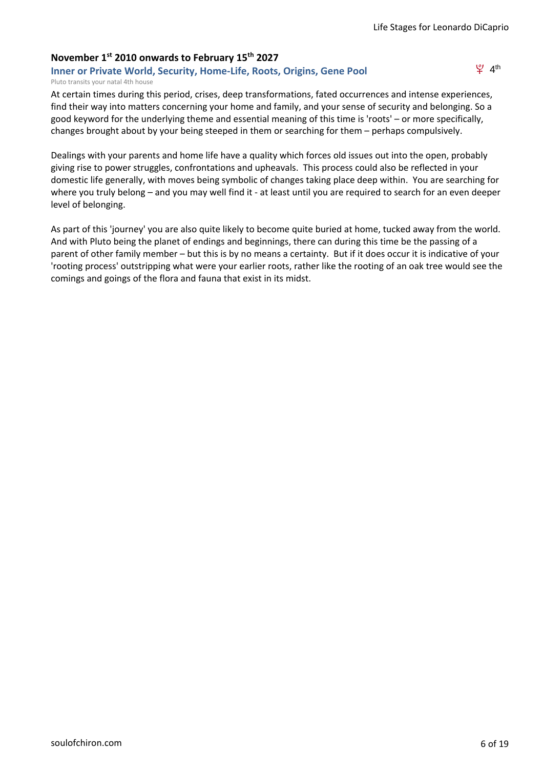## November 1st 2010 onwards to February 15th 2027

### Inner or Private World, Security, Home-Life, Roots, Origins, Gene Pool

♇ 4th

Pluto transits your natal 4th house

At certain times during this period, crises, deep transformations, fated occurrences and intense experiences, find their way into matters concerning your home and family, and your sense of security and belonging. So a good keyword for the underlying theme and essential meaning of this time is 'roots' – or more specifically, changes brought about by your being steeped in them or searching for them – perhaps compulsively.

Dealings with your parents and home life have a quality which forces old issues out into the open, probably giving rise to power struggles, confrontations and upheavals. This process could also be reflected in your domestic life generally, with moves being symbolic of changes taking place deep within. You are searching for where you truly belong – and you may well find it - at least until you are required to search for an even deeper level of belonging.

As part of this 'journey' you are also quite likely to become quite buried at home, tucked away from the world. And with Pluto being the planet of endings and beginnings, there can during this time be the passing of a parent of other family member – but this is by no means a certainty. But if it does occur it is indicative of your 'rooting process' outstripping what were your earlier roots, rather like the rooting of an oak tree would see the comings and goings of the flora and fauna that exist in its midst.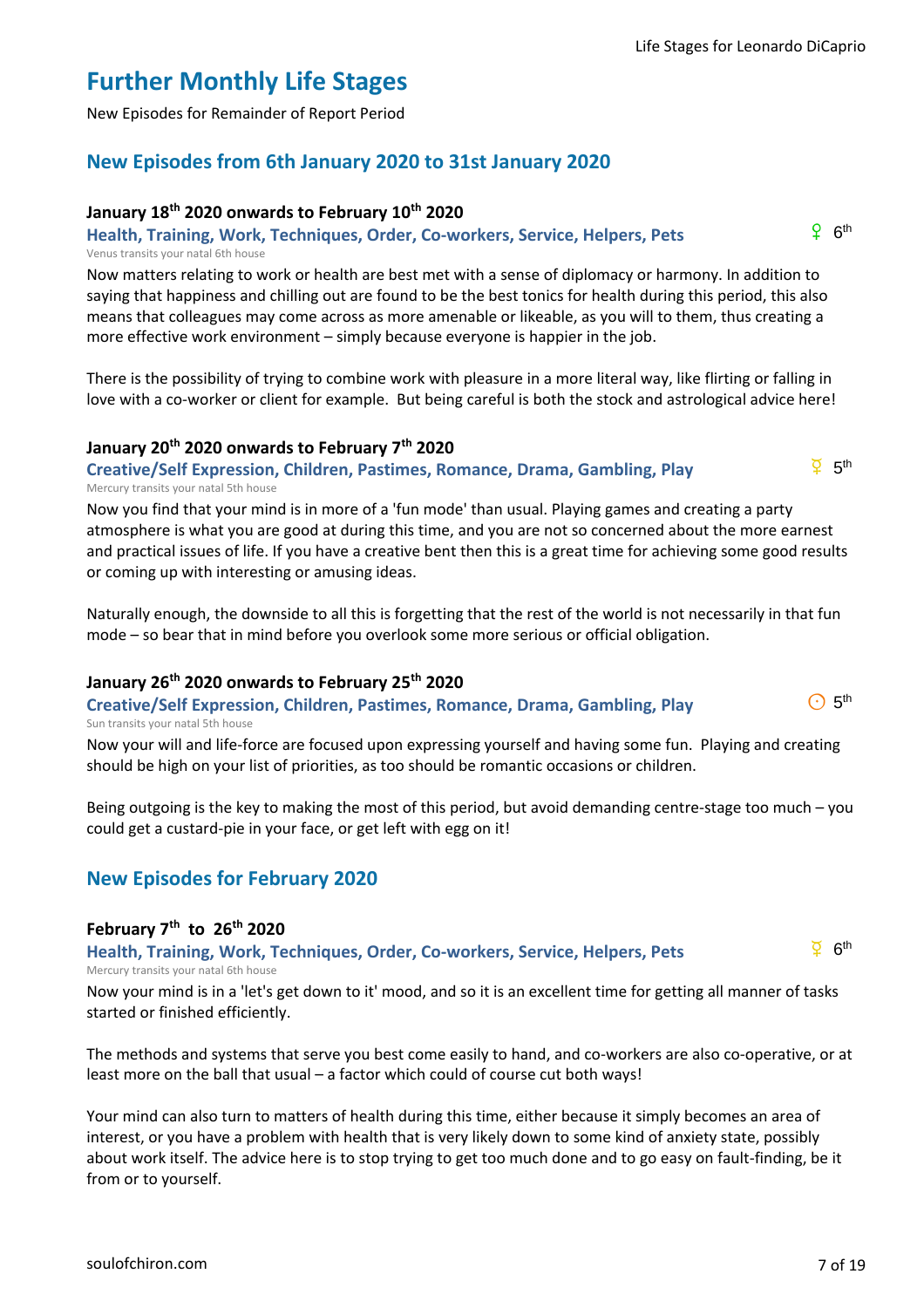# Further Monthly Life Stages

New Episodes for Remainder of Report Period

## New Episodes from 6th January 2020 to 31st January 2020

### January 18th 2020 onwards to February 10th 2020

**Health, Training, Work, Techniques, Order, Co-workers, Service, Helpers, Pets** ♀ 6th

Venus transits your natal 6th house

Now matters relating to work or health are best met with a sense of diplomacy or harmony. In addition to saying that happiness and chilling out are found to be the best tonics for health during this period, this also means that colleagues may come across as more amenable or likeable, as you will to them, thus creating a more effective work environment – simply because everyone is happier in the job.

There is the possibility of trying to combine work with pleasure in a more literal way, like flirting or falling in love with a co-worker or client for example. But being careful is both the stock and astrological advice here!

### January 20th 2020 onwards to February 7th 2020

**Creative/Self Expression, Children, Pastimes, Romance, Drama, Gambling, Play** ☿ 5th

Mercury transits your natal 5th house

Now you find that your mind is in more of a 'fun mode' than usual. Playing games and creating a party atmosphere is what you are good at during this time, and you are not so concerned about the more earnest and practical issues of life. If you have a creative bent then this is a great time for achieving some good results or coming up with interesting or amusing ideas.

Naturally enough, the downside to all this is forgetting that the rest of the world is not necessarily in that fun mode – so bear that in mind before you overlook some more serious or official obligation.

### January 26th 2020 onwards to February 25th 2020

**Creative/Self Expression, Children, Pastimes, Romance, Drama, Gambling, Play** ☉ 5th

Sun transits your natal 5th house

Now your will and life-force are focused upon expressing yourself and having some fun. Playing and creating should be high on your list of priorities, as too should be romantic occasions or children.

Being outgoing is the key to making the most of this period, but avoid demanding centre-stage too much – you could get a custard-pie in your face, or get left with egg on it!

## New Episodes for February 2020

### February 7th to 26th 2020

**Health, Training, Work, Techniques, Order, Co-workers, Service, Helpers, Pets** ☿ 6th

Mercury transits your natal 6th house

Now your mind is in a 'let's get down to it' mood, and so it is an excellent time for getting all manner of tasks started or finished efficiently.

The methods and systems that serve you best come easily to hand, and co-workers are also co-operative, or at least more on the ball that usual – a factor which could of course cut both ways!

Your mind can also turn to matters of health during this time, either because it simply becomes an area of interest, or you have a problem with health that is very likely down to some kind of anxiety state, possibly about work itself. The advice here is to stop trying to get too much done and to go easy on fault-finding, be it from or to yourself.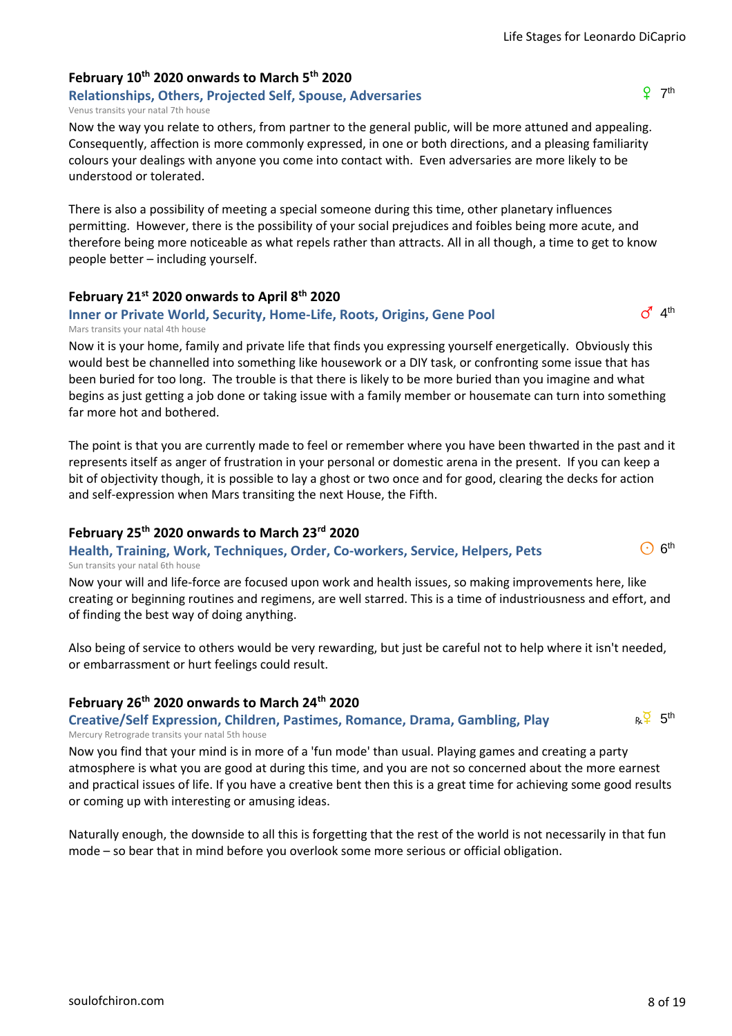### February 10th 2020 onwards to March 5th 2020

**Relationships, Others, Projected Self, Spouse, Adversaries** ♀ 7th

Venus transits your natal 7th house

Now the way you relate to others, from partner to the general public, will be more attuned and appealing. Consequently, affection is more commonly expressed, in one or both directions, and a pleasing familiarity colours your dealings with anyone you come into contact with. Even adversaries are more likely to be understood or tolerated.

There is also a possibility of meeting a special someone during this time, other planetary influences permitting. However, there is the possibility of your social prejudices and foibles being more acute, and therefore being more noticeable as what repels rather than attracts. All in all though, a time to get to know people better – including yourself.

### February 21st 2020 onwards to April 8th 2020

**Inner or Private World, Security, Home-Life, Roots, Origins, Gene Pool** ♂ 4th

Mars transits your natal 4th house

Now it is your home, family and private life that finds you expressing yourself energetically. Obviously this would best be channelled into something like housework or a DIY task, or confronting some issue that has been buried for too long. The trouble is that there is likely to be more buried than you imagine and what begins as just getting a job done or taking issue with a family member or housemate can turn into something far more hot and bothered.

The point is that you are currently made to feel or remember where you have been thwarted in the past and it represents itself as anger of frustration in your personal or domestic arena in the present. If you can keep a bit of objectivity though, it is possible to lay a ghost or two once and for good, clearing the decks for action and self-expression when Mars transiting the next House, the Fifth.

### February 25th 2020 onwards to March 23rd 2020

**Health, Training, Work, Techniques, Order, Co-workers, Service, Helpers, Pets** ☉ 6th

Sun transits your natal 6th house

Now your will and life-force are focused upon work and health issues, so making improvements here, like creating or beginning routines and regimens, are well starred. This is a time of industriousness and effort, and of finding the best way of doing anything.

Also being of service to others would be very rewarding, but just be careful not to help where it isn't needed, or embarrassment or hurt feelings could result.

### February 26th 2020 onwards to March 24th 2020

**Creative/Self Expression, Children, Pastimes, Romance, Drama, Gambling, Play** ℞☿ 5th

Mercury Retrograde transits your natal 5th house

Now you find that your mind is in more of a 'fun mode' than usual. Playing games and creating a party atmosphere is what you are good at during this time, and you are not so concerned about the more earnest and practical issues of life. If you have a creative bent then this is a great time for achieving some good results or coming up with interesting or amusing ideas.

Naturally enough, the downside to all this is forgetting that the rest of the world is not necessarily in that fun mode – so bear that in mind before you overlook some more serious or official obligation.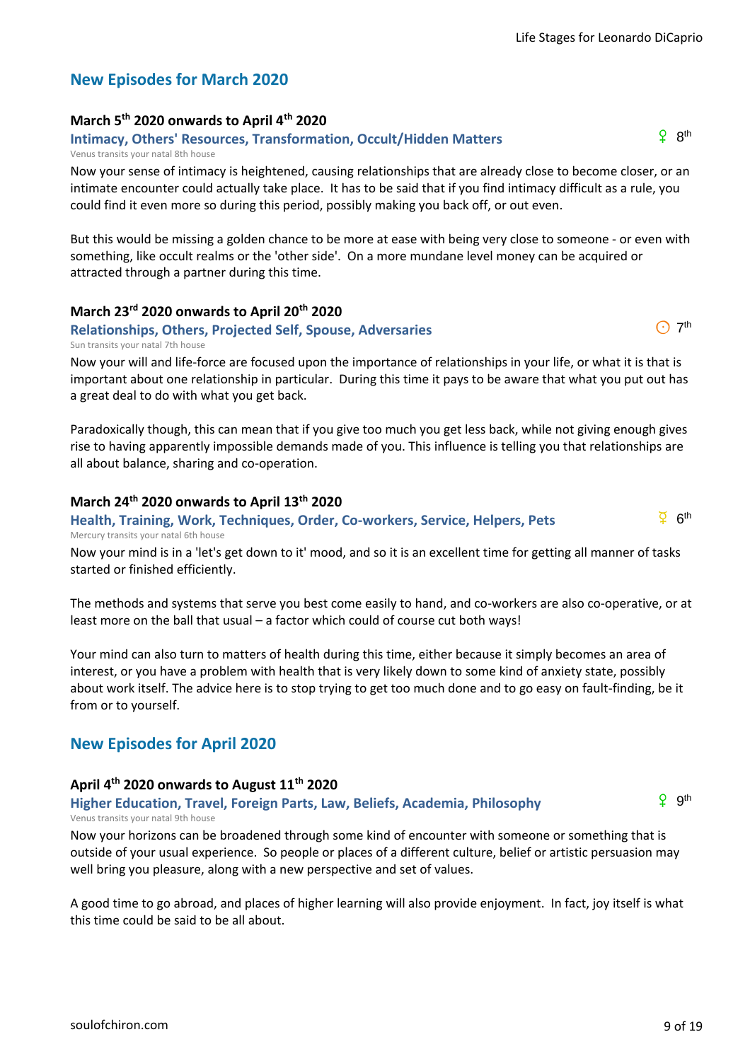## New Episodes for March 2020

### March 5th 2020 onwards to April 4th 2020

**Intimacy, Others' Resources, Transformation, Occult/Hidden Matters** ♀ 8th

Venus transits your natal 8th house

Now your sense of intimacy is heightened, causing relationships that are already close to become closer, or an intimate encounter could actually take place. It has to be said that if you find intimacy difficult as a rule, you could find it even more so during this period, possibly making you back off, or out even.

But this would be missing a golden chance to be more at ease with being very close to someone - or even with something, like occult realms or the 'other side'. On a more mundane level money can be acquired or attracted through a partner during this time.

### March 23rd 2020 onwards to April 20th 2020

**Relationships, Others, Projected Self, Spouse, Adversaries** ☉ 7th

Sun transits your natal 7th house

Now your will and life-force are focused upon the importance of relationships in your life, or what it is that is important about one relationship in particular. During this time it pays to be aware that what you put out has a great deal to do with what you get back.

Paradoxically though, this can mean that if you give too much you get less back, while not giving enough gives rise to having apparently impossible demands made of you. This influence is telling you that relationships are all about balance, sharing and co-operation.

### March 24th 2020 onwards to April 13th 2020

**Health, Training, Work, Techniques, Order, Co-workers, Service, Helpers, Pets** ☿ 6th

Mercury transits your natal 6th house

Now your mind is in a 'let's get down to it' mood, and so it is an excellent time for getting all manner of tasks started or finished efficiently.

The methods and systems that serve you best come easily to hand, and co-workers are also co-operative, or at least more on the ball that usual – a factor which could of course cut both ways!

Your mind can also turn to matters of health during this time, either because it simply becomes an area of interest, or you have a problem with health that is very likely down to some kind of anxiety state, possibly about work itself. The advice here is to stop trying to get too much done and to go easy on fault-finding, be it from or to yourself.

## New Episodes for April 2020

### April 4th 2020 onwards to August 11th 2020

**Higher Education, Travel, Foreign Parts, Law, Beliefs, Academia, Philosophy** ♀ 9th

Venus transits your natal 9th house

Now your horizons can be broadened through some kind of encounter with someone or something that is outside of your usual experience. So people or places of a different culture, belief or artistic persuasion may well bring you pleasure, along with a new perspective and set of values.

A good time to go abroad, and places of higher learning will also provide enjoyment. In fact, joy itself is what this time could be said to be all about.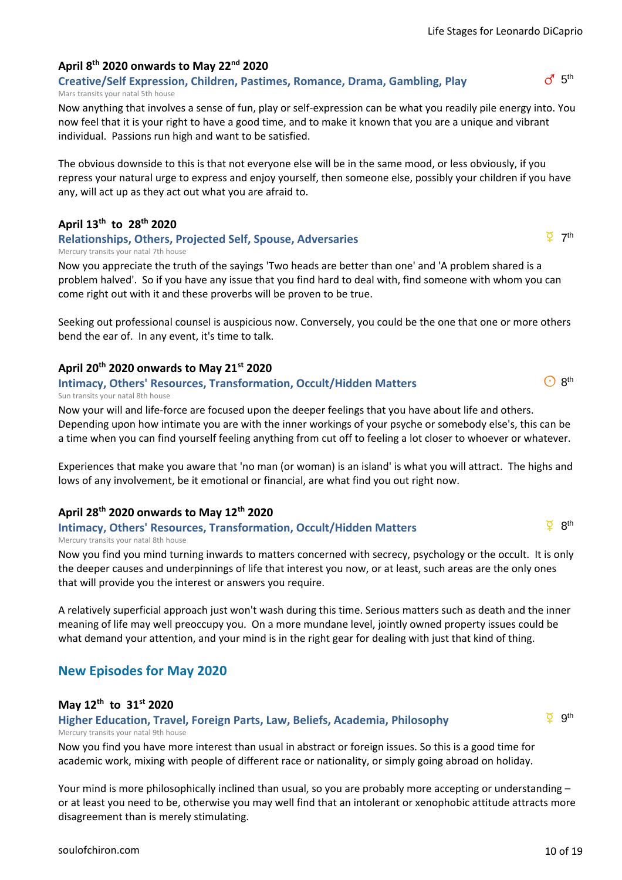### April 8th 2020 onwards to May 22nd 2020

**Creative/Self Expression, Children, Pastimes, Romance, Drama, Gambling, Play** ♂ 5th

Mars transits your natal 5th house

Now anything that involves a sense of fun, play or self-expression can be what you readily pile energy into. You now feel that it is your right to have a good time, and to make it known that you are a unique and vibrant individual. Passions run high and want to be satisfied.

The obvious downside to this is that not everyone else will be in the same mood, or less obviously, if you repress your natural urge to express and enjoy yourself, then someone else, possibly your children if you have any, will act up as they act out what you are afraid to.

### April 13th to 28th 2020

**Relationships, Others, Projected Self, Spouse, Adversaries** ☿ 7th

Mercury transits your natal 7th house

Now you appreciate the truth of the sayings 'Two heads are better than one' and 'A problem shared is a problem halved'. So if you have any issue that you find hard to deal with, find someone with whom you can come right out with it and these proverbs will be proven to be true.

Seeking out professional counsel is auspicious now. Conversely, you could be the one that one or more others bend the ear of. In any event, it's time to talk.

### April 20th 2020 onwards to May 21st 2020

**Intimacy, Others' Resources, Transformation, Occult/Hidden Matters** ☉ 8th

Sun transits your natal 8th house

Now your will and life-force are focused upon the deeper feelings that you have about life and others. Depending upon how intimate you are with the inner workings of your psyche or somebody else's, this can be a time when you can find yourself feeling anything from cut off to feeling a lot closer to whoever or whatever.

Experiences that make you aware that 'no man (or woman) is an island' is what you will attract. The highs and lows of any involvement, be it emotional or financial, are what find you out right now.

### April 28th 2020 onwards to May 12th 2020

**Intimacy, Others' Resources, Transformation, Occult/Hidden Matters** ☿ 8th

Mercury transits your natal 8th house

Now you find you mind turning inwards to matters concerned with secrecy, psychology or the occult. It is only the deeper causes and underpinnings of life that interest you now, or at least, such areas are the only ones that will provide you the interest or answers you require.

A relatively superficial approach just won't wash during this time. Serious matters such as death and the inner meaning of life may well preoccupy you. On a more mundane level, jointly owned property issues could be what demand your attention, and your mind is in the right gear for dealing with just that kind of thing.

## New Episodes for May 2020

### May 12th to 31st 2020

**Higher Education, Travel, Foreign Parts, Law, Beliefs, Academia, Philosophy** ☿ 9th

Mercury transits your natal 9th house

Now you find you have more interest than usual in abstract or foreign issues. So this is a good time for academic work, mixing with people of different race or nationality, or simply going abroad on holiday.

Your mind is more philosophically inclined than usual, so you are probably more accepting or understanding – or at least you need to be, otherwise you may well find that an intolerant or xenophobic attitude attracts more disagreement than is merely stimulating.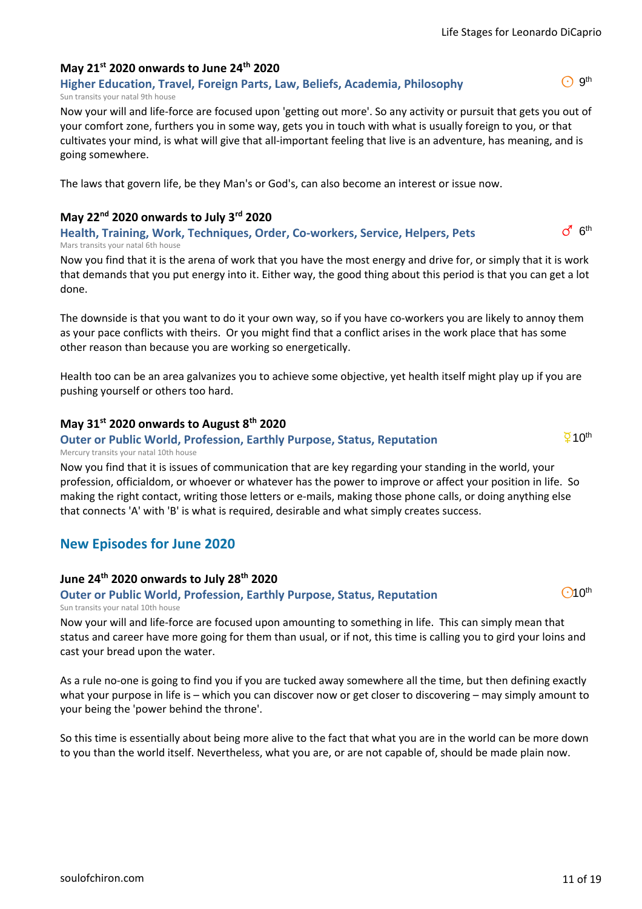### May 21st 2020 onwards to June 24th 2020

**Higher Education, Travel, Foreign Parts, Law, Beliefs, Academia, Philosophy** ☉ 9th

Sun transits your natal 9th house

Now your will and life-force are focused upon 'getting out more'. So any activity or pursuit that gets you out of your comfort zone, furthers you in some way, gets you in touch with what is usually foreign to you, or that cultivates your mind, is what will give that all-important feeling that live is an adventure, has meaning, and is going somewhere.

The laws that govern life, be they Man's or God's, can also become an interest or issue now.

### May 22nd 2020 onwards to July 3rd 2020

**Health, Training, Work, Techniques, Order, Co-workers, Service, Helpers, Pets** ♂ 6th

Mars transits your natal 6th house

Now you find that it is the arena of work that you have the most energy and drive for, or simply that it is work that demands that you put energy into it. Either way, the good thing about this period is that you can get a lot done.

The downside is that you want to do it your own way, so if you have co-workers you are likely to annoy them as your pace conflicts with theirs. Or you might find that a conflict arises in the work place that has some other reason than because you are working so energetically.

Health too can be an area galvanizes you to achieve some objective, yet health itself might play up if you are pushing yourself or others too hard.

### May 31st 2020 onwards to August 8th 2020

**Outer or Public World, Profession, Earthly Purpose, Status, Reputation** ☿ 10th

Mercury transits your natal 10th house

Now you find that it is issues of communication that are key regarding your standing in the world, your profession, officialdom, or whoever or whatever has the power to improve or affect your position in life. So making the right contact, writing those letters or e-mails, making those phone calls, or doing anything else that connects 'A' with 'B' is what is required, desirable and what simply creates success.

## New Episodes for June 2020

### June 24th 2020 onwards to July 28th 2020

**Outer or Public World, Profession, Earthly Purpose, Status, Reputation** ☉ 10th

Sun transits your natal 10th house

Now your will and life-force are focused upon amounting to something in life. This can simply mean that status and career have more going for them than usual, or if not, this time is calling you to gird your loins and cast your bread upon the water.

As a rule no-one is going to find you if you are tucked away somewhere all the time, but then defining exactly what your purpose in life is – which you can discover now or get closer to discovering – may simply amount to your being the 'power behind the throne'.

So this time is essentially about being more alive to the fact that what you are in the world can be more down to you than the world itself. Nevertheless, what you are, or are not capable of, should be made plain now.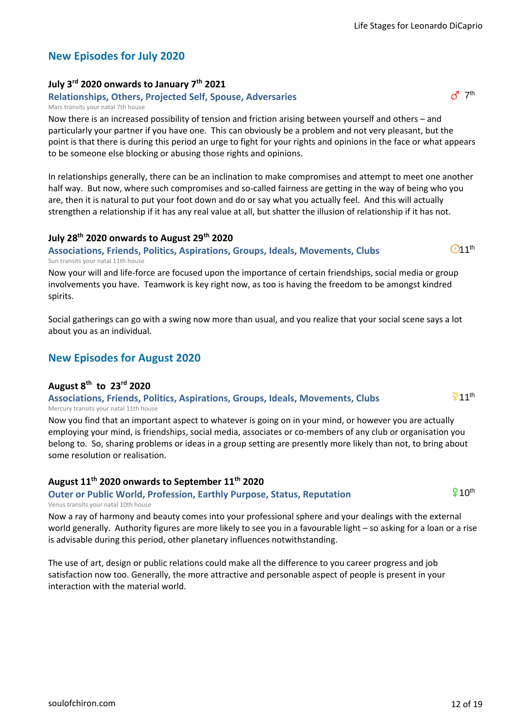## New Episodes for July 2020

### July 3rd 2020 onwards to January 7th 2021

**Relationships, Others, Projected Self, Spouse, Adversaries** ♂ 7th

Mars transits your natal 7th house

Now there is an increased possibility of tension and friction arising between yourself and others – and particularly your partner if you have one. This can obviously be a problem and not very pleasant, but the point is that there is during this period an urge to fight for your rights and opinions in the face or what appears to be someone else blocking or abusing those rights and opinions.

In relationships generally, there can be an inclination to make compromises and attempt to meet one another half way. But now, where such compromises and so-called fairness are getting in the way of being who you are, then it is natural to put your foot down and do or say what you actually feel. And this will actually strengthen a relationship if it has any real value at all, but shatter the illusion of relationship if it has not.

### July 28th 2020 onwards to August 29th 2020

**Associations, Friends, Politics, Aspirations, Groups, Ideals, Movements, Clubs** ☉11th

Sun transits your natal 11th house

Now your will and life-force are focused upon the importance of certain friendships, social media or group involvements you have. Teamwork is key right now, as too is having the freedom to be amongst kindred spirits.

Social gatherings can go with a swing now more than usual, and you realize that your social scene says a lot about you as an individual.

## New Episodes for August 2020

### August 8th to 23rd 2020

**Associations, Friends, Politics, Aspirations, Groups, Ideals, Movements, Clubs** ☿11th

Mercury transits your natal 11th house

Now you find that an important aspect to whatever is going on in your mind, or however you are actually employing your mind, is friendships, social media, associates or co-members of any club or organisation you belong to. So, sharing problems or ideas in a group setting are presently more likely than not, to bring about some resolution or realisation.

### August 11th 2020 onwards to September 11th 2020

**Outer or Public World, Profession, Earthly Purpose, Status, Reputation** ♀10th

Venus transits your natal 10th house

Now a ray of harmony and beauty comes into your professional sphere and your dealings with the external world generally. Authority figures are more likely to see you in a favourable light – so asking for a loan or a rise is advisable during this period, other planetary influences notwithstanding.

The use of art, design or public relations could make all the difference to you career progress and job satisfaction now too. Generally, the more attractive and personable aspect of people is present in your interaction with the material world.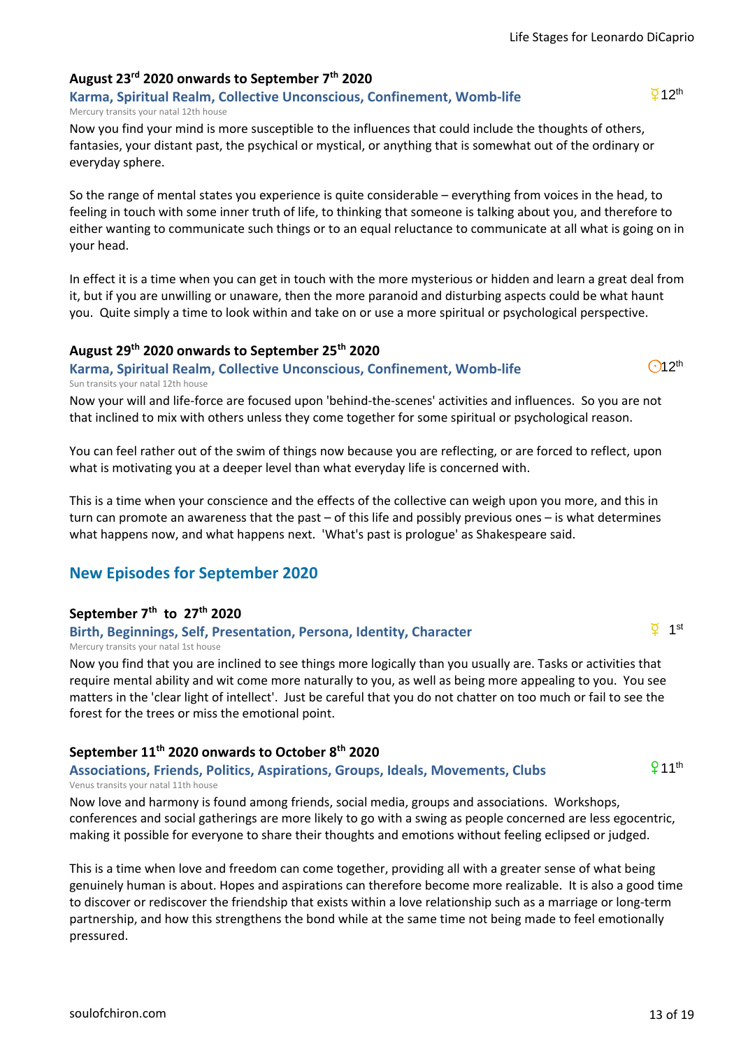### August 23rd 2020 onwards to September 7th 2020

**Karma, Spiritual Realm, Collective Unconscious, Confinement, Womb-life** ☿12th

Mercury transits your natal 12th house

Now you find your mind is more susceptible to the influences that could include the thoughts of others, fantasies, your distant past, the psychical or mystical, or anything that is somewhat out of the ordinary or everyday sphere.

So the range of mental states you experience is quite considerable – everything from voices in the head, to feeling in touch with some inner truth of life, to thinking that someone is talking about you, and therefore to either wanting to communicate such things or to an equal reluctance to communicate at all what is going on in your head.

In effect it is a time when you can get in touch with the more mysterious or hidden and learn a great deal from it, but if you are unwilling or unaware, then the more paranoid and disturbing aspects could be what haunt you. Quite simply a time to look within and take on or use a more spiritual or psychological perspective.

### August 29th 2020 onwards to September 25th 2020

**Karma, Spiritual Realm, Collective Unconscious, Confinement, Womb-life** ☉12th

Sun transits your natal 12th house

Now your will and life-force are focused upon 'behind-the-scenes' activities and influences. So you are not that inclined to mix with others unless they come together for some spiritual or psychological reason.

You can feel rather out of the swim of things now because you are reflecting, or are forced to reflect, upon what is motivating you at a deeper level than what everyday life is concerned with.

This is a time when your conscience and the effects of the collective can weigh upon you more, and this in turn can promote an awareness that the past – of this life and possibly previous ones – is what determines what happens now, and what happens next. 'What's past is prologue' as Shakespeare said.

## New Episodes for September 2020

### September 7th to 27th 2020

**Birth, Beginnings, Self, Presentation, Persona, Identity, Character** ☿ 1st

Mercury transits your natal 1st house

Now you find that you are inclined to see things more logically than you usually are. Tasks or activities that require mental ability and wit come more naturally to you, as well as being more appealing to you. You see matters in the 'clear light of intellect'. Just be careful that you do not chatter on too much or fail to see the forest for the trees or miss the emotional point.

### September 11th 2020 onwards to October 8th 2020

**Associations, Friends, Politics, Aspirations, Groups, Ideals, Movements, Clubs** ♀11th

Venus transits your natal 11th house

Now love and harmony is found among friends, social media, groups and associations. Workshops, conferences and social gatherings are more likely to go with a swing as people concerned are less egocentric, making it possible for everyone to share their thoughts and emotions without feeling eclipsed or judged.

This is a time when love and freedom can come together, providing all with a greater sense of what being genuinely human is about. Hopes and aspirations can therefore become more realizable. It is also a good time to discover or rediscover the friendship that exists within a love relationship such as a marriage or long-term partnership, and how this strengthens the bond while at the same time not being made to feel emotionally pressured.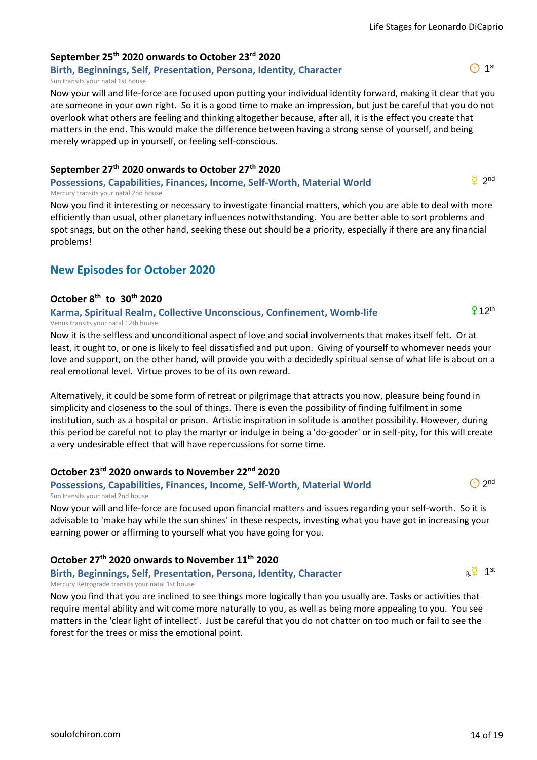### September 25th 2020 onwards to October 23rd 2020

**Birth, Beginnings, Self, Presentation, Persona, Identity, Character** ☉ 1st

Sun transits your natal 1st house

Now your will and life-force are focused upon putting your individual identity forward, making it clear that you are someone in your own right. So it is a good time to make an impression, but just be careful that you do not overlook what others are feeling and thinking altogether because, after all, it is the effect you create that matters in the end. This would make the difference between having a strong sense of yourself, and being merely wrapped up in yourself, or feeling self-conscious.

### September 27th 2020 onwards to October 27th 2020

**Possessions, Capabilities, Finances, Income, Self-Worth, Material World** ☿ 2nd

Mercury transits your natal 2nd house

Now you find it interesting or necessary to investigate financial matters, which you are able to deal with more efficiently than usual, other planetary influences notwithstanding. You are better able to sort problems and spot snags, but on the other hand, seeking these out should be a priority, especially if there are any financial problems!

## New Episodes for October 2020

### October 8th to 30th 2020

**Karma, Spiritual Realm, Collective Unconscious, Confinement, Womb-life** ♀ 12th

Venus transits your natal 12th house

Now it is the selfless and unconditional aspect of love and social involvements that makes itself felt. Or at least, it ought to, or one is likely to feel dissatisfied and put upon. Giving of yourself to whomever needs your love and support, on the other hand, will provide you with a decidedly spiritual sense of what life is about on a real emotional level. Virtue proves to be of its own reward.

Alternatively, it could be some form of retreat or pilgrimage that attracts you now, pleasure being found in simplicity and closeness to the soul of things. There is even the possibility of finding fulfilment in some institution, such as a hospital or prison. Artistic inspiration in solitude is another possibility. However, during this period be careful not to play the martyr or indulge in being a 'do-gooder' or in self-pity, for this will create a very undesirable effect that will have repercussions for some time.

### October 23rd 2020 onwards to November 22nd 2020

**Possessions, Capabilities, Finances, Income, Self-Worth, Material World** ☉ 2nd

Sun transits your natal 2nd house

Now your will and life-force are focused upon financial matters and issues regarding your self-worth. So it is advisable to 'make hay while the sun shines' in these respects, investing what you have got in increasing your earning power or affirming to yourself what you have going for you.

### October 27th 2020 onwards to November 11th 2020

**Birth, Beginnings, Self, Presentation, Persona, Identity, Character** ℞☿ 1st

Mercury Retrograde transits your natal 1st house

Now you find that you are inclined to see things more logically than you usually are. Tasks or activities that require mental ability and wit come more naturally to you, as well as being more appealing to you. You see matters in the 'clear light of intellect'. Just be careful that you do not chatter on too much or fail to see the forest for the trees or miss the emotional point.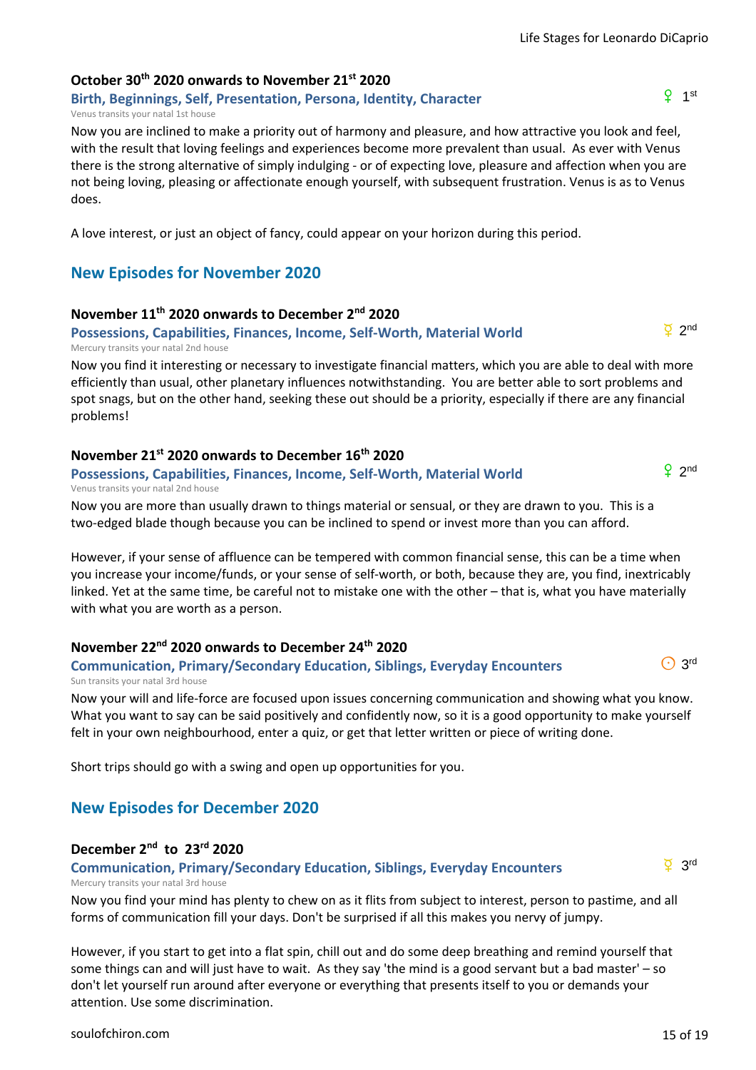### October 30th 2020 onwards to November 21st 2020

**Birth, Beginnings, Self, Presentation, Persona, Identity, Character** — ♀ 1st

Venus transits your natal 1st house

Now you are inclined to make a priority out of harmony and pleasure, and how attractive you look and feel, with the result that loving feelings and experiences become more prevalent than usual. As ever with Venus there is the strong alternative of simply indulging - or of expecting love, pleasure and affection when you are not being loving, pleasing or affectionate enough yourself, with subsequent frustration. Venus is as to Venus does.

A love interest, or just an object of fancy, could appear on your horizon during this period.

## New Episodes for November 2020

### November 11th 2020 onwards to December 2nd 2020

**Possessions, Capabilities, Finances, Income, Self-Worth, Material World** — ☿ 2nd

Mercury transits your natal 2nd house

Now you find it interesting or necessary to investigate financial matters, which you are able to deal with more efficiently than usual, other planetary influences notwithstanding. You are better able to sort problems and spot snags, but on the other hand, seeking these out should be a priority, especially if there are any financial problems!

### November 21st 2020 onwards to December 16th 2020

**Possessions, Capabilities, Finances, Income, Self-Worth, Material World** — ♀ 2nd

Venus transits your natal 2nd house

Now you are more than usually drawn to things material or sensual, or they are drawn to you. This is a two-edged blade though because you can be inclined to spend or invest more than you can afford.

However, if your sense of affluence can be tempered with common financial sense, this can be a time when you increase your income/funds, or your sense of self-worth, or both, because they are, you find, inextricably linked. Yet at the same time, be careful not to mistake one with the other – that is, what you have materially with what you are worth as a person.

### November 22nd 2020 onwards to December 24th 2020

**Communication, Primary/Secondary Education, Siblings, Everyday Encounters** — ☉ 3rd

Sun transits your natal 3rd house

Now your will and life-force are focused upon issues concerning communication and showing what you know. What you want to say can be said positively and confidently now, so it is a good opportunity to make yourself felt in your own neighbourhood, enter a quiz, or get that letter written or piece of writing done.

Short trips should go with a swing and open up opportunities for you.

## New Episodes for December 2020

### December 2nd to 23rd 2020

**Communication, Primary/Secondary Education, Siblings, Everyday Encounters** — ☿ 3rd

Mercury transits your natal 3rd house

Now you find your mind has plenty to chew on as it flits from subject to interest, person to pastime, and all forms of communication fill your days. Don't be surprised if all this makes you nervy of jumpy.

However, if you start to get into a flat spin, chill out and do some deep breathing and remind yourself that some things can and will just have to wait. As they say 'the mind is a good servant but a bad master' – so don't let yourself run around after everyone or everything that presents itself to you or demands your attention. Use some discrimination.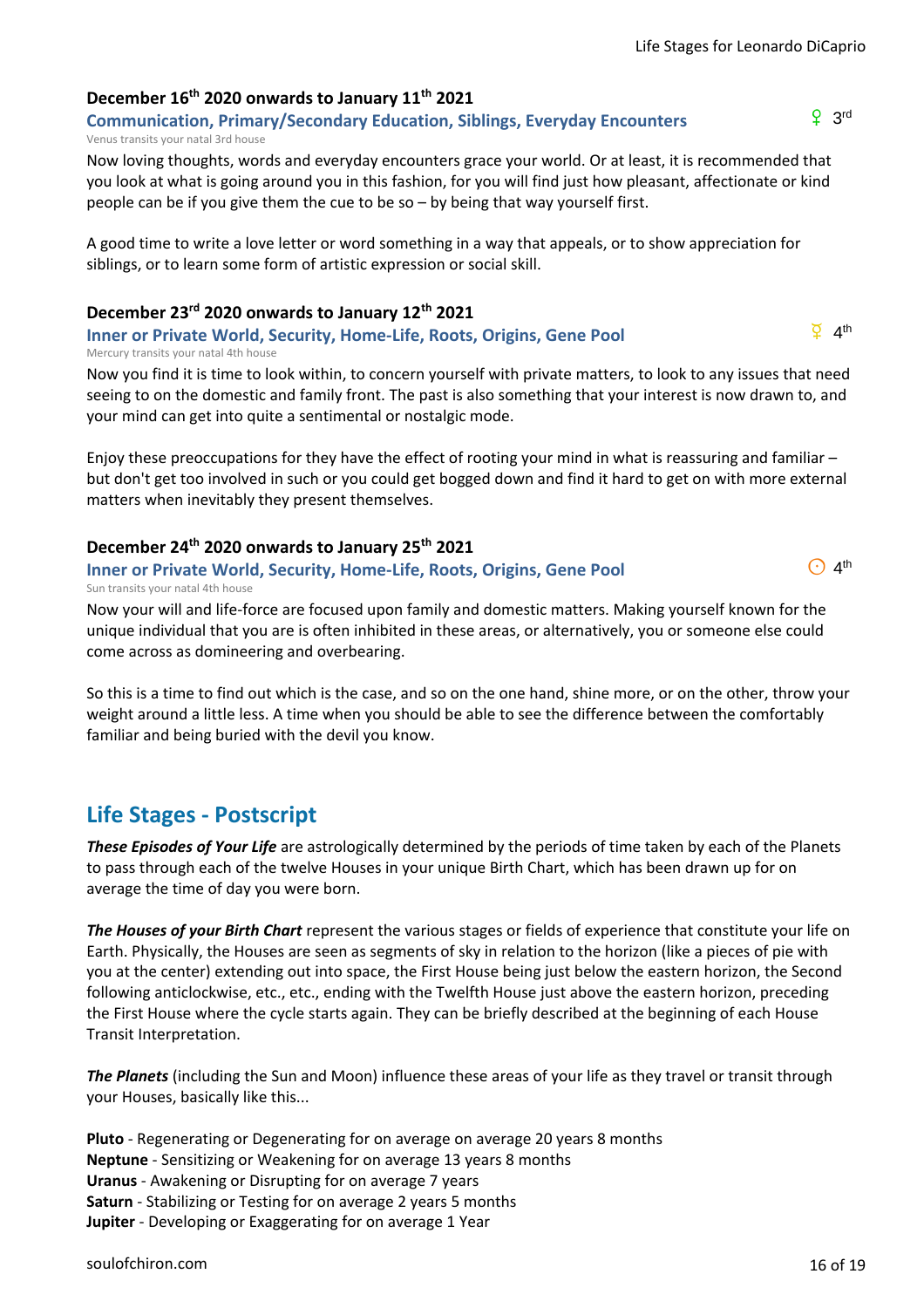### December 16th 2020 onwards to January 11th 2021

**Communication, Primary/Secondary Education, Siblings, Everyday Encounters** ♀ 3rd

Venus transits your natal 3rd house

Now loving thoughts, words and everyday encounters grace your world. Or at least, it is recommended that you look at what is going around you in this fashion, for you will find just how pleasant, affectionate or kind people can be if you give them the cue to be so – by being that way yourself first.

A good time to write a love letter or word something in a way that appeals, or to show appreciation for siblings, or to learn some form of artistic expression or social skill.

### December 23rd 2020 onwards to January 12th 2021

**Inner or Private World, Security, Home-Life, Roots, Origins, Gene Pool** ☿ 4th

Mercury transits your natal 4th house

Now you find it is time to look within, to concern yourself with private matters, to look to any issues that need seeing to on the domestic and family front. The past is also something that your interest is now drawn to, and your mind can get into quite a sentimental or nostalgic mode.

Enjoy these preoccupations for they have the effect of rooting your mind in what is reassuring and familiar – but don't get too involved in such or you could get bogged down and find it hard to get on with more external matters when inevitably they present themselves.

### December 24th 2020 onwards to January 25th 2021

**Inner or Private World, Security, Home-Life, Roots, Origins, Gene Pool** ☉ 4th

Sun transits your natal 4th house

Now your will and life-force are focused upon family and domestic matters. Making yourself known for the unique individual that you are is often inhibited in these areas, or alternatively, you or someone else could come across as domineering and overbearing.

So this is a time to find out which is the case, and so on the one hand, shine more, or on the other, throw your weight around a little less. A time when you should be able to see the difference between the comfortably familiar and being buried with the devil you know.

## Life Stages - Postscript

***These Episodes of Your Life*** are astrologically determined by the periods of time taken by each of the Planets to pass through each of the twelve Houses in your unique Birth Chart, which has been drawn up for on average the time of day you were born.

***The Houses of your Birth Chart*** represent the various stages or fields of experience that constitute your life on Earth. Physically, the Houses are seen as segments of sky in relation to the horizon (like a pieces of pie with you at the center) extending out into space, the First House being just below the eastern horizon, the Second following anticlockwise, etc., etc., ending with the Twelfth House just above the eastern horizon, preceding the First House where the cycle starts again. They can be briefly described at the beginning of each House Transit Interpretation.

***The Planets*** (including the Sun and Moon) influence these areas of your life as they travel or transit through your Houses, basically like this...

**Pluto** - Regenerating or Degenerating for on average on average 20 years 8 months
**Neptune** - Sensitizing or Weakening for on average 13 years 8 months
**Uranus** - Awakening or Disrupting for on average 7 years
**Saturn** - Stabilizing or Testing for on average 2 years 5 months
**Jupiter** - Developing or Exaggerating for on average 1 Year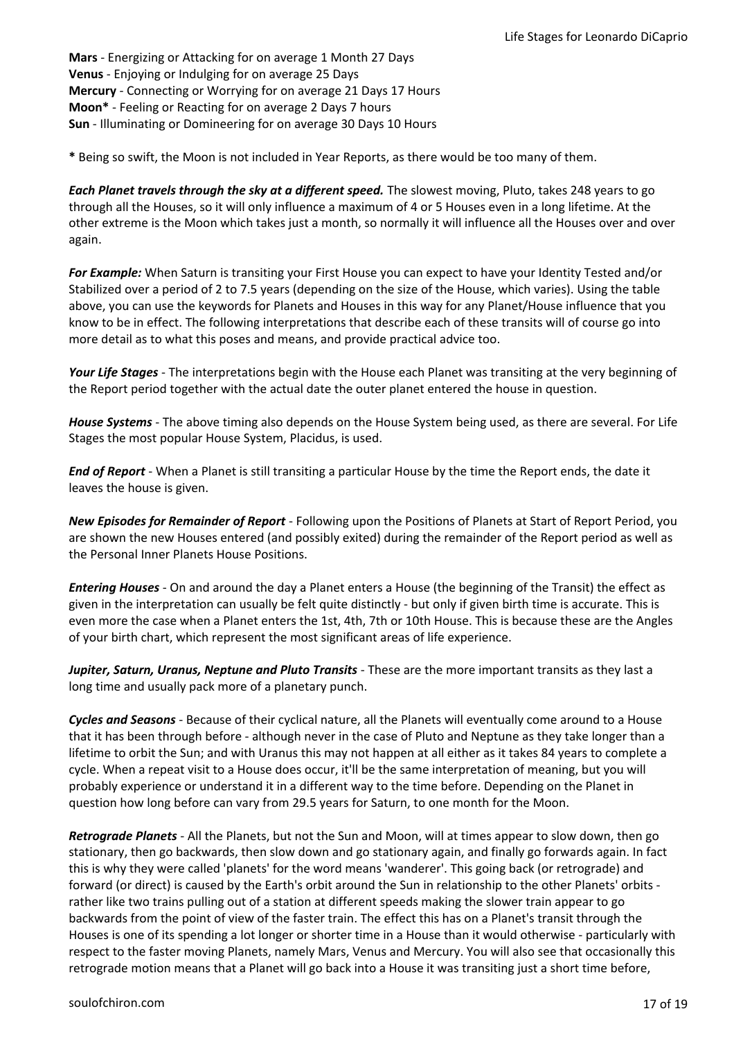**Mars** - Energizing or Attacking for on average 1 Month 27 Days
**Venus** - Enjoying or Indulging for on average 25 Days
**Mercury** - Connecting or Worrying for on average 21 Days 17 Hours
**Moon*** - Feeling or Reacting for on average 2 Days 7 hours
**Sun** - Illuminating or Domineering for on average 30 Days 10 Hours

**\*** Being so swift, the Moon is not included in Year Reports, as there would be too many of them.

***Each Planet travels through the sky at a different speed.*** The slowest moving, Pluto, takes 248 years to go through all the Houses, so it will only influence a maximum of 4 or 5 Houses even in a long lifetime. At the other extreme is the Moon which takes just a month, so normally it will influence all the Houses over and over again.

***For Example:*** When Saturn is transiting your First House you can expect to have your Identity Tested and/or Stabilized over a period of 2 to 7.5 years (depending on the size of the House, which varies). Using the table above, you can use the keywords for Planets and Houses in this way for any Planet/House influence that you know to be in effect. The following interpretations that describe each of these transits will of course go into more detail as to what this poses and means, and provide practical advice too.

***Your Life Stages*** - The interpretations begin with the House each Planet was transiting at the very beginning of the Report period together with the actual date the outer planet entered the house in question.

***House Systems*** - The above timing also depends on the House System being used, as there are several. For Life Stages the most popular House System, Placidus, is used.

***End of Report*** - When a Planet is still transiting a particular House by the time the Report ends, the date it leaves the house is given.

***New Episodes for Remainder of Report*** - Following upon the Positions of Planets at Start of Report Period, you are shown the new Houses entered (and possibly exited) during the remainder of the Report period as well as the Personal Inner Planets House Positions.

***Entering Houses*** - On and around the day a Planet enters a House (the beginning of the Transit) the effect as given in the interpretation can usually be felt quite distinctly - but only if given birth time is accurate. This is even more the case when a Planet enters the 1st, 4th, 7th or 10th House. This is because these are the Angles of your birth chart, which represent the most significant areas of life experience.

***Jupiter, Saturn, Uranus, Neptune and Pluto Transits*** - These are the more important transits as they last a long time and usually pack more of a planetary punch.

***Cycles and Seasons*** - Because of their cyclical nature, all the Planets will eventually come around to a House that it has been through before - although never in the case of Pluto and Neptune as they take longer than a lifetime to orbit the Sun; and with Uranus this may not happen at all either as it takes 84 years to complete a cycle. When a repeat visit to a House does occur, it'll be the same interpretation of meaning, but you will probably experience or understand it in a different way to the time before. Depending on the Planet in question how long before can vary from 29.5 years for Saturn, to one month for the Moon.

***Retrograde Planets*** - All the Planets, but not the Sun and Moon, will at times appear to slow down, then go stationary, then go backwards, then slow down and go stationary again, and finally go forwards again. In fact this is why they were called 'planets' for the word means 'wanderer'. This going back (or retrograde) and forward (or direct) is caused by the Earth's orbit around the Sun in relationship to the other Planets' orbits - rather like two trains pulling out of a station at different speeds making the slower train appear to go backwards from the point of view of the faster train. The effect this has on a Planet's transit through the Houses is one of its spending a lot longer or shorter time in a House than it would otherwise - particularly with respect to the faster moving Planets, namely Mars, Venus and Mercury. You will also see that occasionally this retrograde motion means that a Planet will go back into a House it was transiting just a short time before,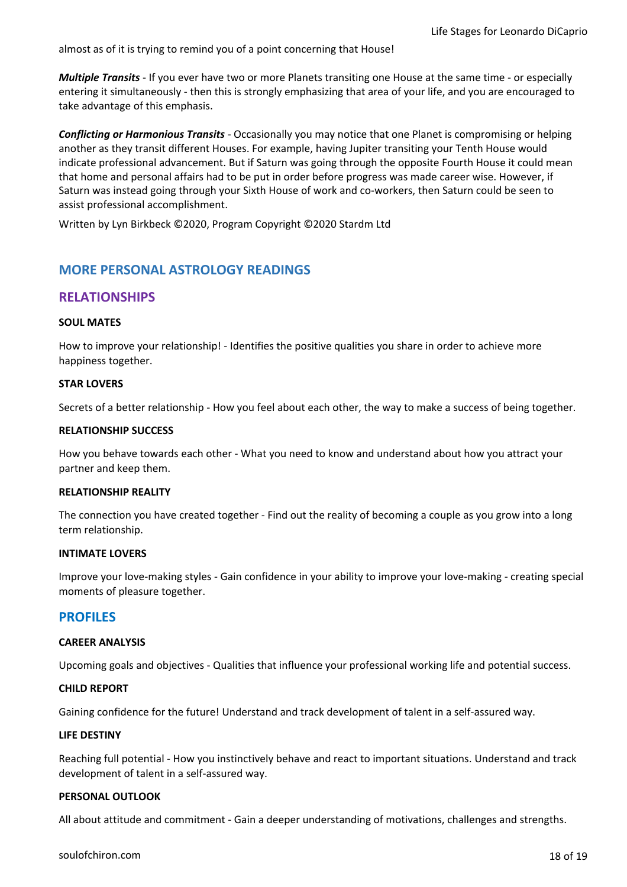almost as of it is trying to remind you of a point concerning that House!

***Multiple Transits*** - If you ever have two or more Planets transiting one House at the same time - or especially entering it simultaneously - then this is strongly emphasizing that area of your life, and you are encouraged to take advantage of this emphasis.

***Conflicting or Harmonious Transits*** - Occasionally you may notice that one Planet is compromising or helping another as they transit different Houses. For example, having Jupiter transiting your Tenth House would indicate professional advancement. But if Saturn was going through the opposite Fourth House it could mean that home and personal affairs had to be put in order before progress was made career wise. However, if Saturn was instead going through your Sixth House of work and co-workers, then Saturn could be seen to assist professional accomplishment.

Written by Lyn Birkbeck ©2020, Program Copyright ©2020 Stardm Ltd

## MORE PERSONAL ASTROLOGY READINGS

### RELATIONSHIPS

**SOUL MATES**

How to improve your relationship! - Identifies the positive qualities you share in order to achieve more happiness together.

**STAR LOVERS**

Secrets of a better relationship - How you feel about each other, the way to make a success of being together.

**RELATIONSHIP SUCCESS**

How you behave towards each other - What you need to know and understand about how you attract your partner and keep them.

**RELATIONSHIP REALITY**

The connection you have created together - Find out the reality of becoming a couple as you grow into a long term relationship.

**INTIMATE LOVERS**

Improve your love-making styles - Gain confidence in your ability to improve your love-making - creating special moments of pleasure together.

### PROFILES

**CAREER ANALYSIS**

Upcoming goals and objectives - Qualities that influence your professional working life and potential success.

**CHILD REPORT**

Gaining confidence for the future! Understand and track development of talent in a self-assured way.

**LIFE DESTINY**

Reaching full potential - How you instinctively behave and react to important situations. Understand and track development of talent in a self-assured way.

**PERSONAL OUTLOOK**

All about attitude and commitment - Gain a deeper understanding of motivations, challenges and strengths.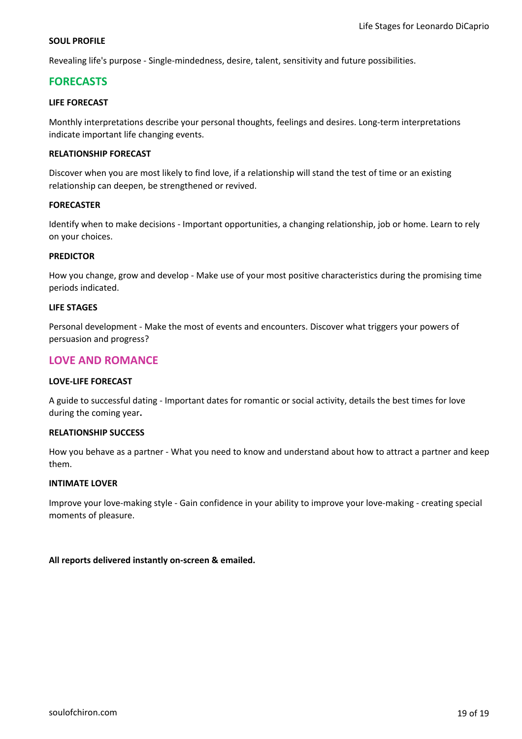**SOUL PROFILE**

Revealing life's purpose - Single-mindedness, desire, talent, sensitivity and future possibilities.

## FORECASTS

**LIFE FORECAST**

Monthly interpretations describe your personal thoughts, feelings and desires. Long-term interpretations indicate important life changing events.

**RELATIONSHIP FORECAST**

Discover when you are most likely to find love, if a relationship will stand the test of time or an existing relationship can deepen, be strengthened or revived.

**FORECASTER**

Identify when to make decisions - Important opportunities, a changing relationship, job or home. Learn to rely on your choices.

**PREDICTOR**

How you change, grow and develop - Make use of your most positive characteristics during the promising time periods indicated.

**LIFE STAGES**

Personal development - Make the most of events and encounters. Discover what triggers your powers of persuasion and progress?

## LOVE AND ROMANCE

**LOVE-LIFE FORECAST**

A guide to successful dating - Important dates for romantic or social activity, details the best times for love during the coming year**.**

**RELATIONSHIP SUCCESS**

How you behave as a partner - What you need to know and understand about how to attract a partner and keep them.

**INTIMATE LOVER**

Improve your love-making style - Gain confidence in your ability to improve your love-making - creating special moments of pleasure.

**All reports delivered instantly on-screen & emailed.**